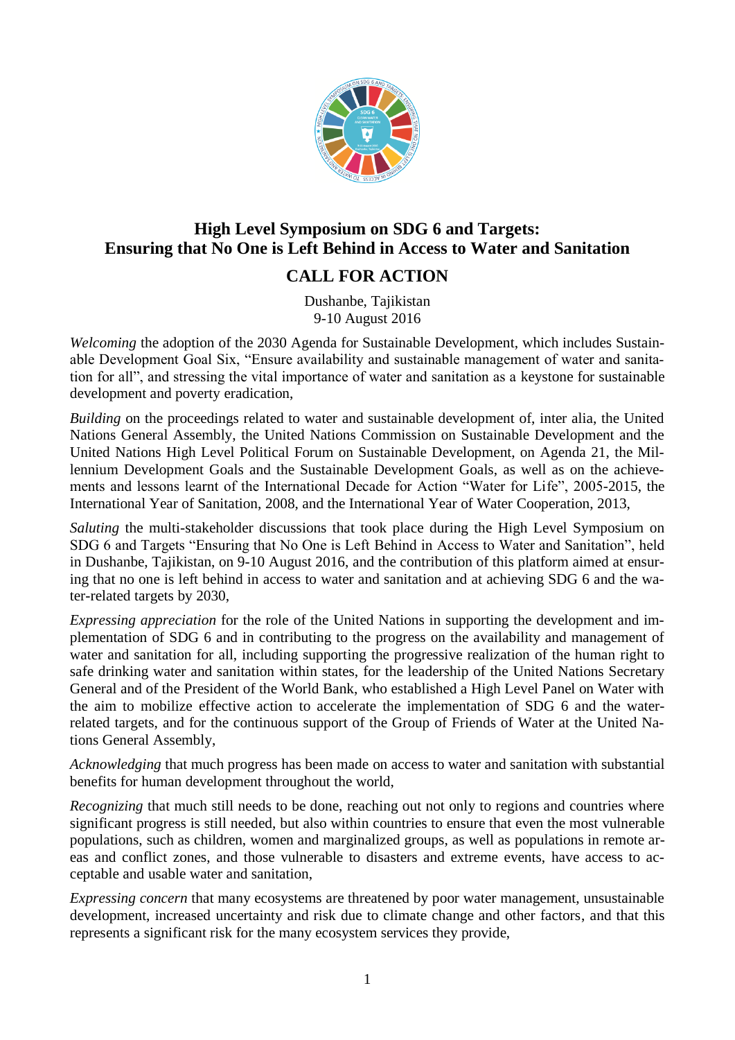# High Level Symposium on SDG 6 and Targets: Ensuring that No One is Left Behind in Access to Water and Sanitation

## CALL FOR ACTION

Dushanbe, Tajikistan
9-10 August 2016

*Welcoming* the adoption of the 2030 Agenda for Sustainable Development, which includes Sustainable Development Goal Six, "Ensure availability and sustainable management of water and sanitation for all", and stressing the vital importance of water and sanitation as a keystone for sustainable development and poverty eradication,

*Building* on the proceedings related to water and sustainable development of, inter alia, the United Nations General Assembly, the United Nations Commission on Sustainable Development and the United Nations High Level Political Forum on Sustainable Development, on Agenda 21, the Millennium Development Goals and the Sustainable Development Goals, as well as on the achievements and lessons learnt of the International Decade for Action "Water for Life", 2005-2015, the International Year of Sanitation, 2008, and the International Year of Water Cooperation, 2013,

*Saluting* the multi-stakeholder discussions that took place during the High Level Symposium on SDG 6 and Targets "Ensuring that No One is Left Behind in Access to Water and Sanitation", held in Dushanbe, Tajikistan, on 9-10 August 2016, and the contribution of this platform aimed at ensuring that no one is left behind in access to water and sanitation and at achieving SDG 6 and the water-related targets by 2030,

*Expressing appreciation* for the role of the United Nations in supporting the development and implementation of SDG 6 and in contributing to the progress on the availability and management of water and sanitation for all, including supporting the progressive realization of the human right to safe drinking water and sanitation within states, for the leadership of the United Nations Secretary General and of the President of the World Bank, who established a High Level Panel on Water with the aim to mobilize effective action to accelerate the implementation of SDG 6 and the water-related targets, and for the continuous support of the Group of Friends of Water at the United Nations General Assembly,

*Acknowledging* that much progress has been made on access to water and sanitation with substantial benefits for human development throughout the world,

*Recognizing* that much still needs to be done, reaching out not only to regions and countries where significant progress is still needed, but also within countries to ensure that even the most vulnerable populations, such as children, women and marginalized groups, as well as populations in remote areas and conflict zones, and those vulnerable to disasters and extreme events, have access to acceptable and usable water and sanitation,

*Expressing concern* that many ecosystems are threatened by poor water management, unsustainable development, increased uncertainty and risk due to climate change and other factors, and that this represents a significant risk for the many ecosystem services they provide,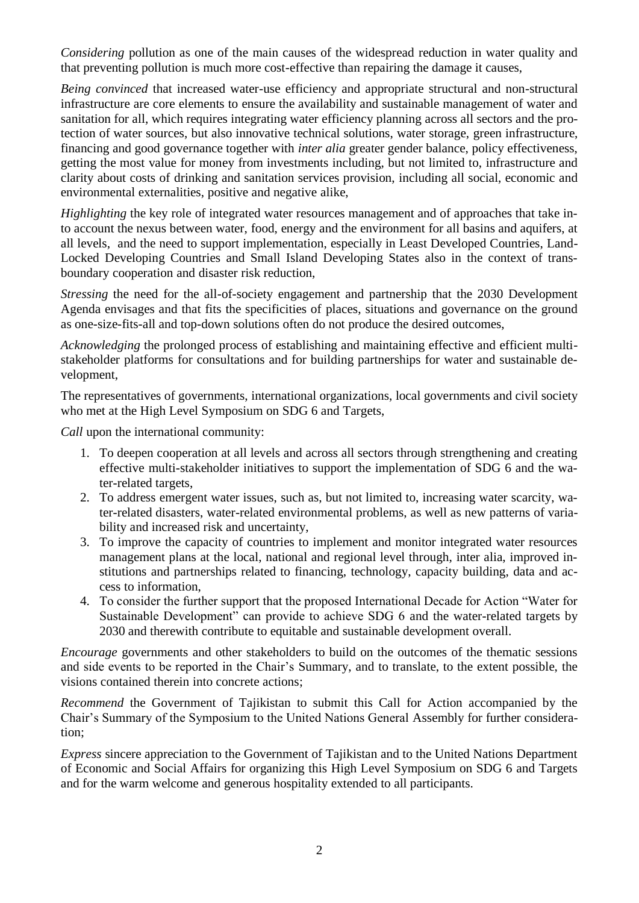*Considering* pollution as one of the main causes of the widespread reduction in water quality and that preventing pollution is much more cost-effective than repairing the damage it causes,

*Being convinced* that increased water-use efficiency and appropriate structural and non-structural infrastructure are core elements to ensure the availability and sustainable management of water and sanitation for all, which requires integrating water efficiency planning across all sectors and the protection of water sources, but also innovative technical solutions, water storage, green infrastructure, financing and good governance together with *inter alia* greater gender balance, policy effectiveness, getting the most value for money from investments including, but not limited to, infrastructure and clarity about costs of drinking and sanitation services provision, including all social, economic and environmental externalities, positive and negative alike,

*Highlighting* the key role of integrated water resources management and of approaches that take into account the nexus between water, food, energy and the environment for all basins and aquifers, at all levels, and the need to support implementation, especially in Least Developed Countries, Land-Locked Developing Countries and Small Island Developing States also in the context of transboundary cooperation and disaster risk reduction,

*Stressing* the need for the all-of-society engagement and partnership that the 2030 Development Agenda envisages and that fits the specificities of places, situations and governance on the ground as one-size-fits-all and top-down solutions often do not produce the desired outcomes,

*Acknowledging* the prolonged process of establishing and maintaining effective and efficient multi-stakeholder platforms for consultations and for building partnerships for water and sustainable development,

The representatives of governments, international organizations, local governments and civil society who met at the High Level Symposium on SDG 6 and Targets,

*Call* upon the international community:

1. To deepen cooperation at all levels and across all sectors through strengthening and creating effective multi-stakeholder initiatives to support the implementation of SDG 6 and the water-related targets,
2. To address emergent water issues, such as, but not limited to, increasing water scarcity, water-related disasters, water-related environmental problems, as well as new patterns of variability and increased risk and uncertainty,
3. To improve the capacity of countries to implement and monitor integrated water resources management plans at the local, national and regional level through, inter alia, improved institutions and partnerships related to financing, technology, capacity building, data and access to information,
4. To consider the further support that the proposed International Decade for Action "Water for Sustainable Development" can provide to achieve SDG 6 and the water-related targets by 2030 and therewith contribute to equitable and sustainable development overall.

*Encourage* governments and other stakeholders to build on the outcomes of the thematic sessions and side events to be reported in the Chair's Summary, and to translate, to the extent possible, the visions contained therein into concrete actions;

*Recommend* the Government of Tajikistan to submit this Call for Action accompanied by the Chair's Summary of the Symposium to the United Nations General Assembly for further consideration;

*Express* sincere appreciation to the Government of Tajikistan and to the United Nations Department of Economic and Social Affairs for organizing this High Level Symposium on SDG 6 and Targets and for the warm welcome and generous hospitality extended to all participants.